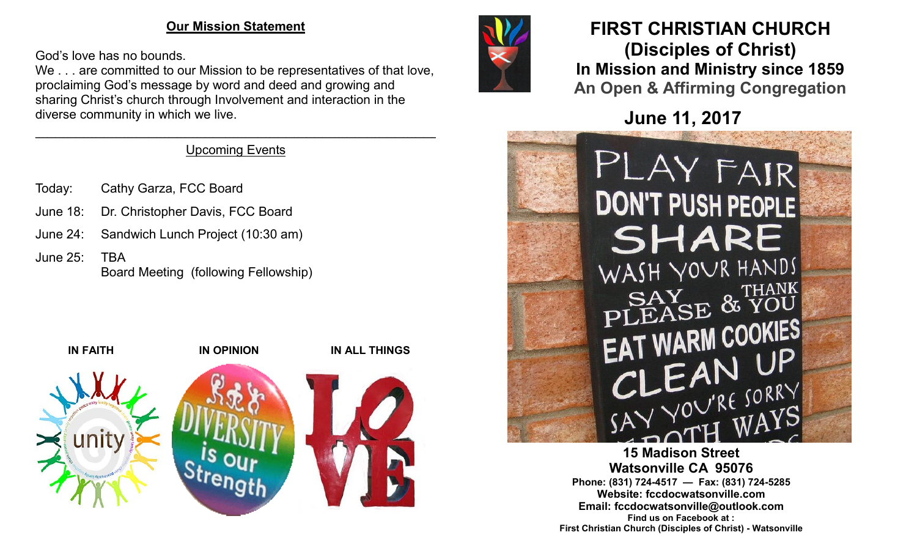## Our Mission Statement

God's love has no bounds.
We . . . are committed to our Mission to be representatives of that love, proclaiming God's message by word and deed and growing and sharing Christ's church through Involvement and interaction in the diverse community in which we live.

---

### Upcoming Events

| | |
|---|---|
| Today: | Cathy Garza, FCC Board |
| June 18: | Dr. Christopher Davis, FCC Board |
| June 24: | Sandwich Lunch Project (10:30 am) |
| June 25: | TBA<br>Board Meeting (following Fellowship) |

**IN FAITH** **IN OPINION** **IN ALL THINGS**

# FIRST CHRISTIAN CHURCH
# (Disciples of Christ)
## In Mission and Ministry since 1859
## An Open & Affirming Congregation

## June 11, 2017

**15 Madison Street**
**Watsonville CA 95076**
**Phone: (831) 724-4517 — Fax: (831) 724-5285**
**Website: fccdocwatsonville.com**
**Email: fccdocwatsonville@outlook.com**
**Find us on Facebook at :**
**First Christian Church (Disciples of Christ) - Watsonville**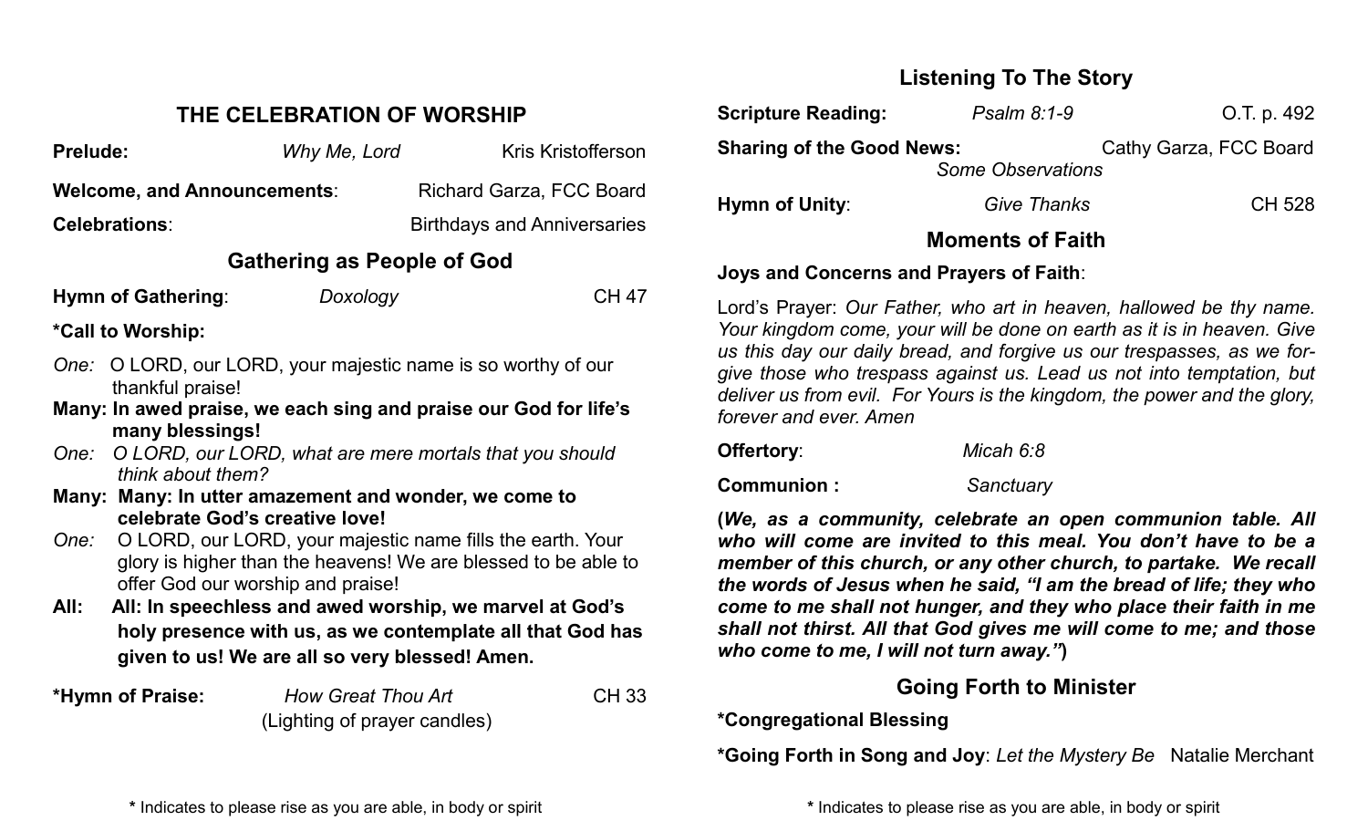## THE CELEBRATION OF WORSHIP

**Prelude:** *Why Me, Lord* Kris Kristofferson

**Welcome, and Announcements**: Richard Garza, FCC Board

**Celebrations**: Birthdays and Anniversaries

### Gathering as People of God

**Hymn of Gathering**: *Doxology* CH 47

**\*Call to Worship:**

*One:* O LORD, our LORD, your majestic name is so worthy of our thankful praise!

**Many: In awed praise, we each sing and praise our God for life's many blessings!**

*One: O LORD, our LORD, what are mere mortals that you should think about them?*

**Many: Many: In utter amazement and wonder, we come to celebrate God's creative love!**

*One:* O LORD, our LORD, your majestic name fills the earth. Your glory is higher than the heavens! We are blessed to be able to offer God our worship and praise!

**All: All: In speechless and awed worship, we marvel at God's holy presence with us, as we contemplate all that God has given to us! We are all so very blessed! Amen.**

**\*Hymn of Praise:** *How Great Thou Art* CH 33
(Lighting of prayer candles)

\* Indicates to please rise as you are able, in body or spirit

### Listening To The Story

**Scripture Reading:** *Psalm 8:1-9* O.T. p. 492

**Sharing of the Good News:** Cathy Garza, FCC Board
*Some Observations*

**Hymn of Unity**: *Give Thanks* CH 528

### Moments of Faith

**Joys and Concerns and Prayers of Faith**:

Lord's Prayer: *Our Father, who art in heaven, hallowed be thy name. Your kingdom come, your will be done on earth as it is in heaven. Give us this day our daily bread, and forgive us our trespasses, as we forgive those who trespass against us. Lead us not into temptation, but deliver us from evil. For Yours is the kingdom, the power and the glory, forever and ever. Amen*

**Offertory**: *Micah 6:8*

**Communion :** *Sanctuary*

**(*We, as a community, celebrate an open communion table. All who will come are invited to this meal. You don't have to be a member of this church, or any other church, to partake. We recall the words of Jesus when he said, "I am the bread of life; they who come to me shall not hunger, and they who place their faith in me shall not thirst. All that God gives me will come to me; and those who come to me, I will not turn away."*)**

### Going Forth to Minister

**\*Congregational Blessing**

**\*Going Forth in Song and Joy**: *Let the Mystery Be* Natalie Merchant

\* Indicates to please rise as you are able, in body or spirit